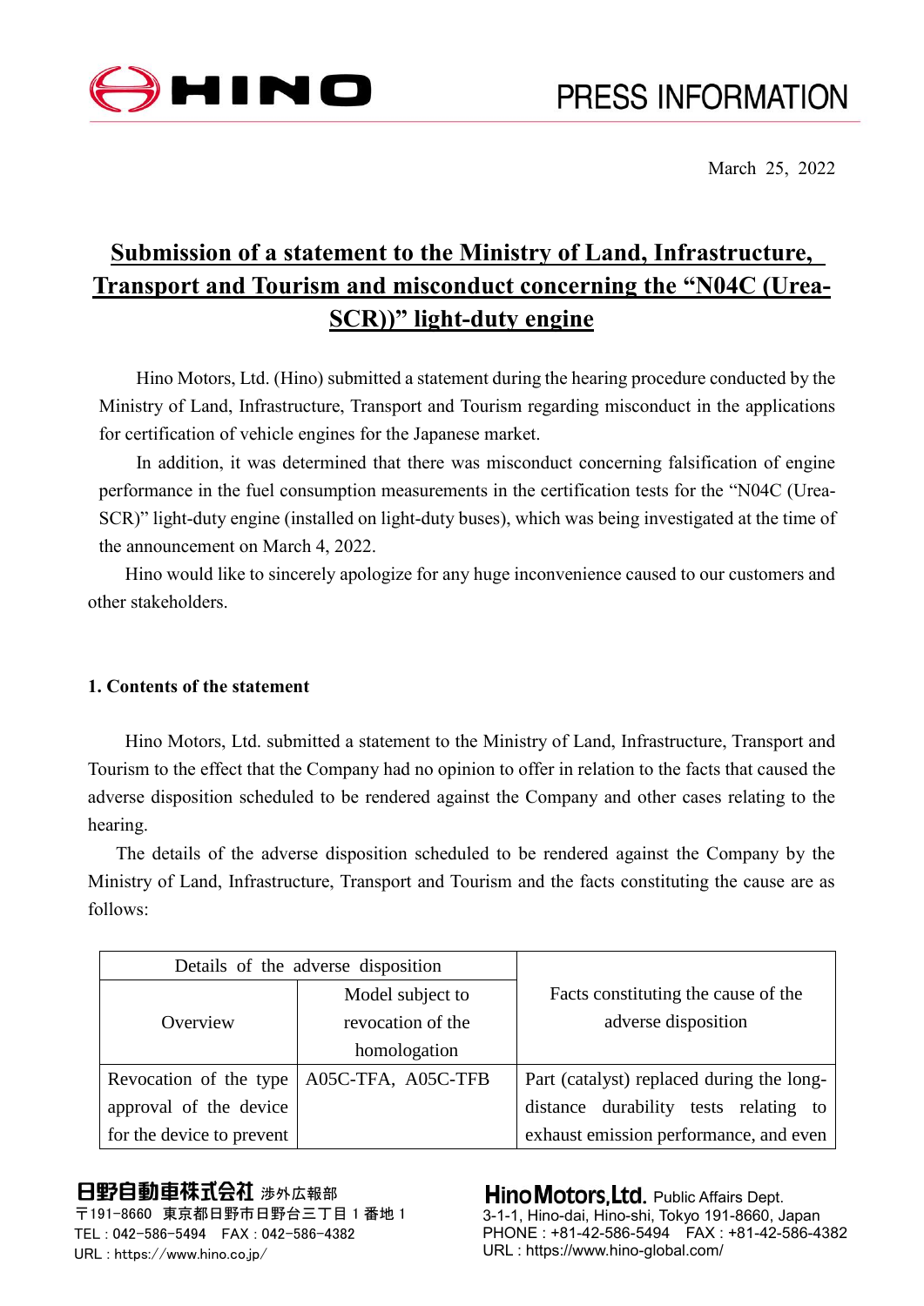March 25, 2022

# Submission of a statement to the Ministry of Land, Infrastructure, Transport and Tourism and misconduct concerning the "N04C (Urea-SCR))" light-duty engine

Hino Motors, Ltd. (Hino) submitted a statement during the hearing procedure conducted by the Ministry of Land, Infrastructure, Transport and Tourism regarding misconduct in the applications for certification of vehicle engines for the Japanese market.

In addition, it was determined that there was misconduct concerning falsification of engine performance in the fuel consumption measurements in the certification tests for the "N04C (Urea-SCR)" light-duty engine (installed on light-duty buses), which was being investigated at the time of the announcement on March 4, 2022.

Hino would like to sincerely apologize for any huge inconvenience caused to our customers and other stakeholders.

## 1. Contents of the statement

Hino Motors, Ltd. submitted a statement to the Ministry of Land, Infrastructure, Transport and Tourism to the effect that the Company had no opinion to offer in relation to the facts that caused the adverse disposition scheduled to be rendered against the Company and other cases relating to the hearing.

The details of the adverse disposition scheduled to be rendered against the Company by the Ministry of Land, Infrastructure, Transport and Tourism and the facts constituting the cause are as follows:

| Details of the adverse disposition | | Facts constituting the cause of the adverse disposition |
|---|---|---|
| Overview | Model subject to revocation of the homologation | |
| Revocation of the type approval of the device for the device to prevent | A05C-TFA, A05C-TFB | Part (catalyst) replaced during the long-distance durability tests relating to exhaust emission performance, and even |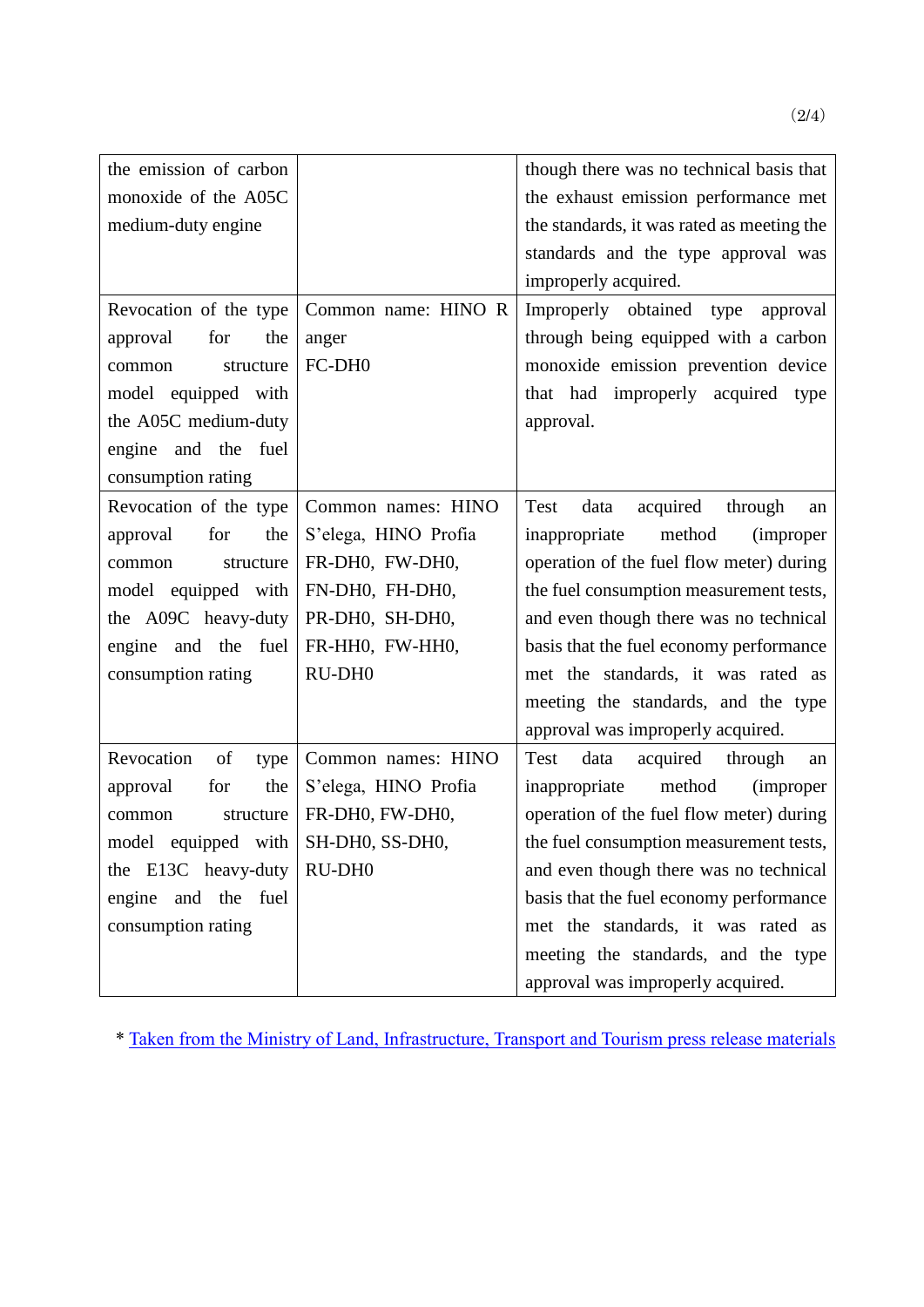| | | |
|---|---|---|
| the emission of carbon monoxide of the A05C medium-duty engine | | though there was no technical basis that the exhaust emission performance met the standards, it was rated as meeting the standards and the type approval was improperly acquired. |
| Revocation of the type approval for the common structure model equipped with the A05C medium-duty engine and the fuel consumption rating | Common name: HINO Ranger FC-DH0 | Improperly obtained type approval through being equipped with a carbon monoxide emission prevention device that had improperly acquired type approval. |
| Revocation of the type approval for the common structure model equipped with the A09C heavy-duty engine and the fuel consumption rating | Common names: HINO S'elega, HINO Profia FR-DH0, FW-DH0, FN-DH0, FH-DH0, PR-DH0, SH-DH0, FR-HH0, FW-HH0, RU-DH0 | Test data acquired through an inappropriate method (improper operation of the fuel flow meter) during the fuel consumption measurement tests, and even though there was no technical basis that the fuel economy performance met the standards, it was rated as meeting the standards, and the type approval was improperly acquired. |
| Revocation of type approval for the common structure model equipped with the E13C heavy-duty engine and the fuel consumption rating | Common names: HINO S'elega, HINO Profia FR-DH0, FW-DH0, SH-DH0, SS-DH0, RU-DH0 | Test data acquired through an inappropriate method (improper operation of the fuel flow meter) during the fuel consumption measurement tests, and even though there was no technical basis that the fuel economy performance met the standards, it was rated as meeting the standards, and the type approval was improperly acquired. |

* Taken from the Ministry of Land, Infrastructure, Transport and Tourism press release materials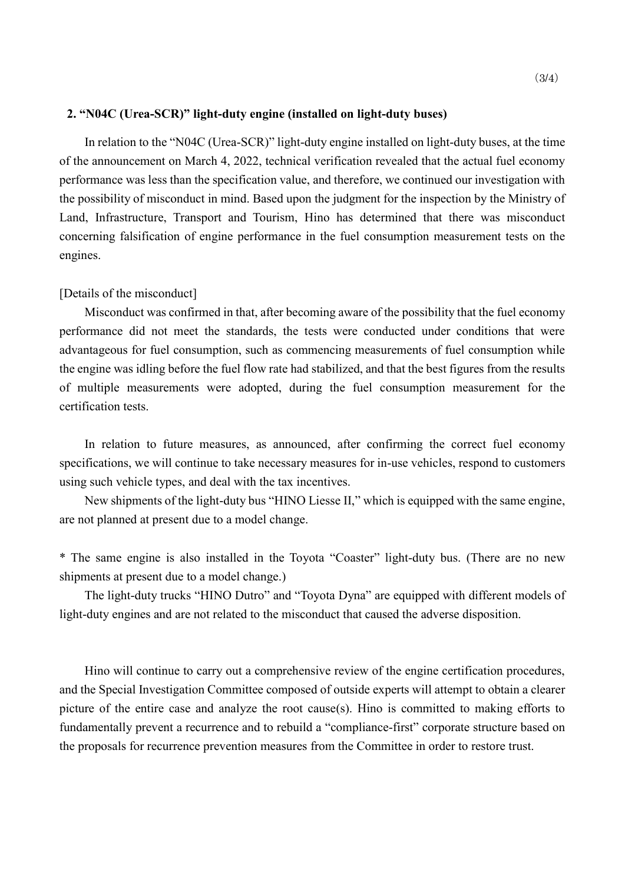## 2. "N04C (Urea-SCR)" light-duty engine (installed on light-duty buses)

In relation to the "N04C (Urea-SCR)" light-duty engine installed on light-duty buses, at the time of the announcement on March 4, 2022, technical verification revealed that the actual fuel economy performance was less than the specification value, and therefore, we continued our investigation with the possibility of misconduct in mind. Based upon the judgment for the inspection by the Ministry of Land, Infrastructure, Transport and Tourism, Hino has determined that there was misconduct concerning falsification of engine performance in the fuel consumption measurement tests on the engines.

[Details of the misconduct]

Misconduct was confirmed in that, after becoming aware of the possibility that the fuel economy performance did not meet the standards, the tests were conducted under conditions that were advantageous for fuel consumption, such as commencing measurements of fuel consumption while the engine was idling before the fuel flow rate had stabilized, and that the best figures from the results of multiple measurements were adopted, during the fuel consumption measurement for the certification tests.

In relation to future measures, as announced, after confirming the correct fuel economy specifications, we will continue to take necessary measures for in-use vehicles, respond to customers using such vehicle types, and deal with the tax incentives.

New shipments of the light-duty bus "HINO Liesse II," which is equipped with the same engine, are not planned at present due to a model change.

* The same engine is also installed in the Toyota "Coaster" light-duty bus. (There are no new shipments at present due to a model change.)

The light-duty trucks "HINO Dutro" and "Toyota Dyna" are equipped with different models of light-duty engines and are not related to the misconduct that caused the adverse disposition.

Hino will continue to carry out a comprehensive review of the engine certification procedures, and the Special Investigation Committee composed of outside experts will attempt to obtain a clearer picture of the entire case and analyze the root cause(s). Hino is committed to making efforts to fundamentally prevent a recurrence and to rebuild a "compliance-first" corporate structure based on the proposals for recurrence prevention measures from the Committee in order to restore trust.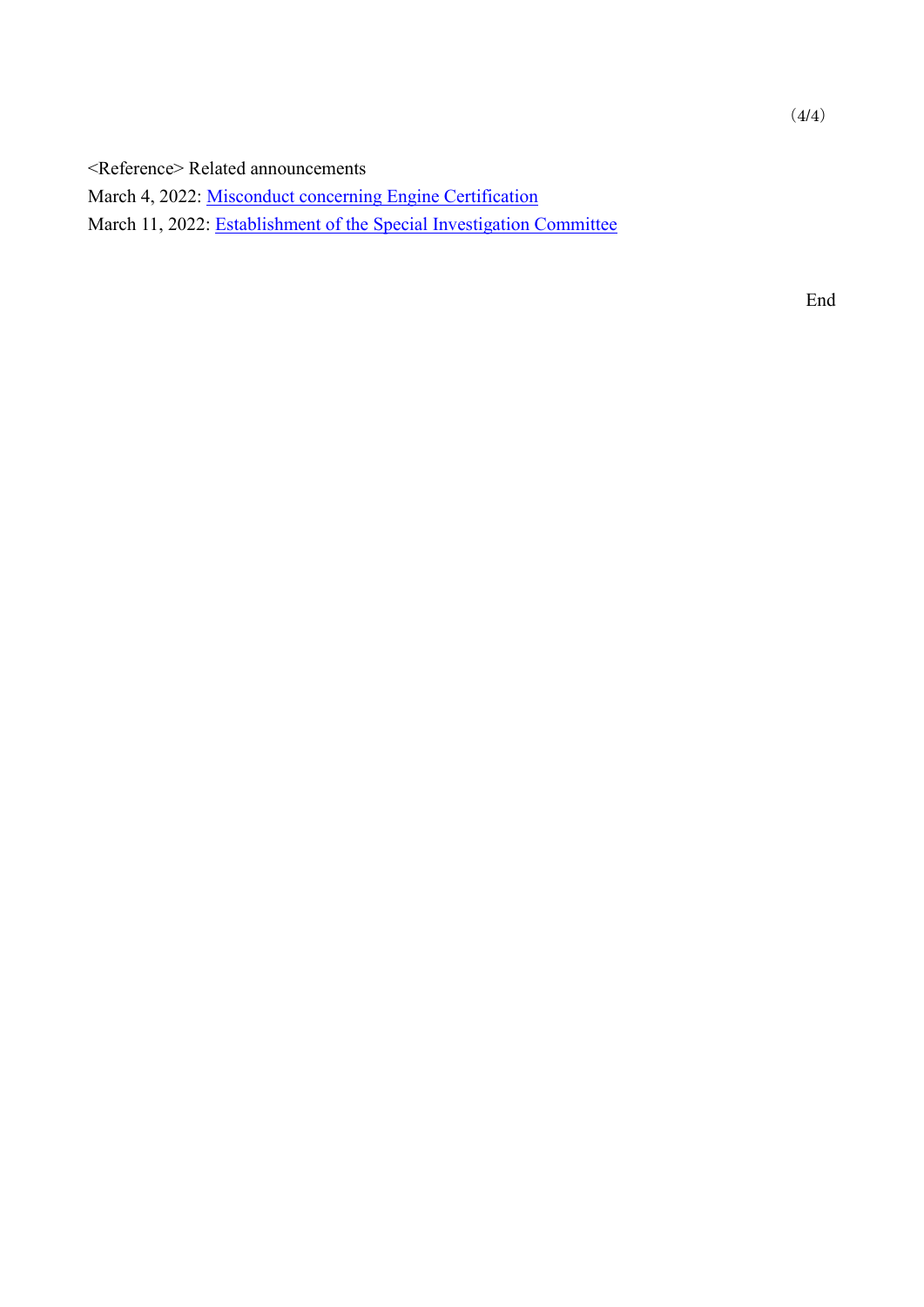<Reference> Related announcements

March 4, 2022: Misconduct concerning Engine Certification

March 11, 2022: Establishment of the Special Investigation Committee

End